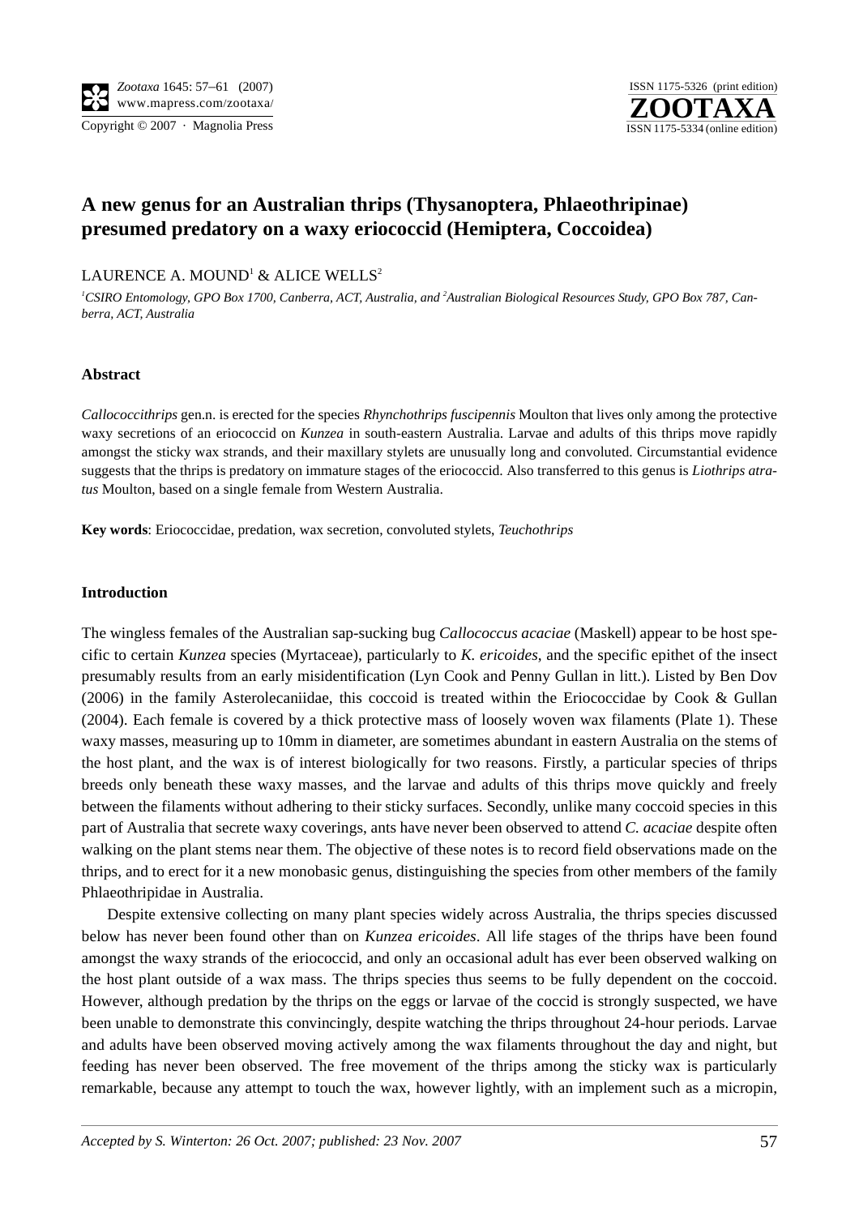# A new genus for an Australian thrips (Thysanoptera, Phlaeothripinae) presumed predatory on a waxy eriococcid (Hemiptera, Coccoidea)

LAURENCE A. MOUND[1] & ALICE WELLS[2]

[1]*CSIRO Entomology, GPO Box 1700, Canberra, ACT, Australia, and* [2]*Australian Biological Resources Study, GPO Box 787, Canberra, ACT, Australia*

### Abstract

*Callococcithrips* gen.n. is erected for the species *Rhynchothrips fuscipennis* Moulton that lives only among the protective waxy secretions of an eriococcid on *Kunzea* in south-eastern Australia. Larvae and adults of this thrips move rapidly amongst the sticky wax strands, and their maxillary stylets are unusually long and convoluted. Circumstantial evidence suggests that the thrips is predatory on immature stages of the eriococcid. Also transferred to this genus is *Liothrips atratus* Moulton, based on a single female from Western Australia.

**Key words**: Eriococcidae, predation, wax secretion, convoluted stylets, *Teuchothrips*

### Introduction

The wingless females of the Australian sap-sucking bug *Callococcus acaciae* (Maskell) appear to be host specific to certain *Kunzea* species (Myrtaceae), particularly to *K. ericoides*, and the specific epithet of the insect presumably results from an early misidentification (Lyn Cook and Penny Gullan in litt.). Listed by Ben Dov (2006) in the family Asterolecaniidae, this coccoid is treated within the Eriococcidae by Cook & Gullan (2004). Each female is covered by a thick protective mass of loosely woven wax filaments (Plate 1). These waxy masses, measuring up to 10mm in diameter, are sometimes abundant in eastern Australia on the stems of the host plant, and the wax is of interest biologically for two reasons. Firstly, a particular species of thrips breeds only beneath these waxy masses, and the larvae and adults of this thrips move quickly and freely between the filaments without adhering to their sticky surfaces. Secondly, unlike many coccoid species in this part of Australia that secrete waxy coverings, ants have never been observed to attend *C. acaciae* despite often walking on the plant stems near them. The objective of these notes is to record field observations made on the thrips, and to erect for it a new monobasic genus, distinguishing the species from other members of the family Phlaeothripidae in Australia.

Despite extensive collecting on many plant species widely across Australia, the thrips species discussed below has never been found other than on *Kunzea ericoides*. All life stages of the thrips have been found amongst the waxy strands of the eriococcid, and only an occasional adult has ever been observed walking on the host plant outside of a wax mass. The thrips species thus seems to be fully dependent on the coccoid. However, although predation by the thrips on the eggs or larvae of the coccid is strongly suspected, we have been unable to demonstrate this convincingly, despite watching the thrips throughout 24-hour periods. Larvae and adults have been observed moving actively among the wax filaments throughout the day and night, but feeding has never been observed. The free movement of the thrips among the sticky wax is particularly remarkable, because any attempt to touch the wax, however lightly, with an implement such as a micropin,

*Accepted by S. Winterton: 26 Oct. 2007; published: 23 Nov. 2007*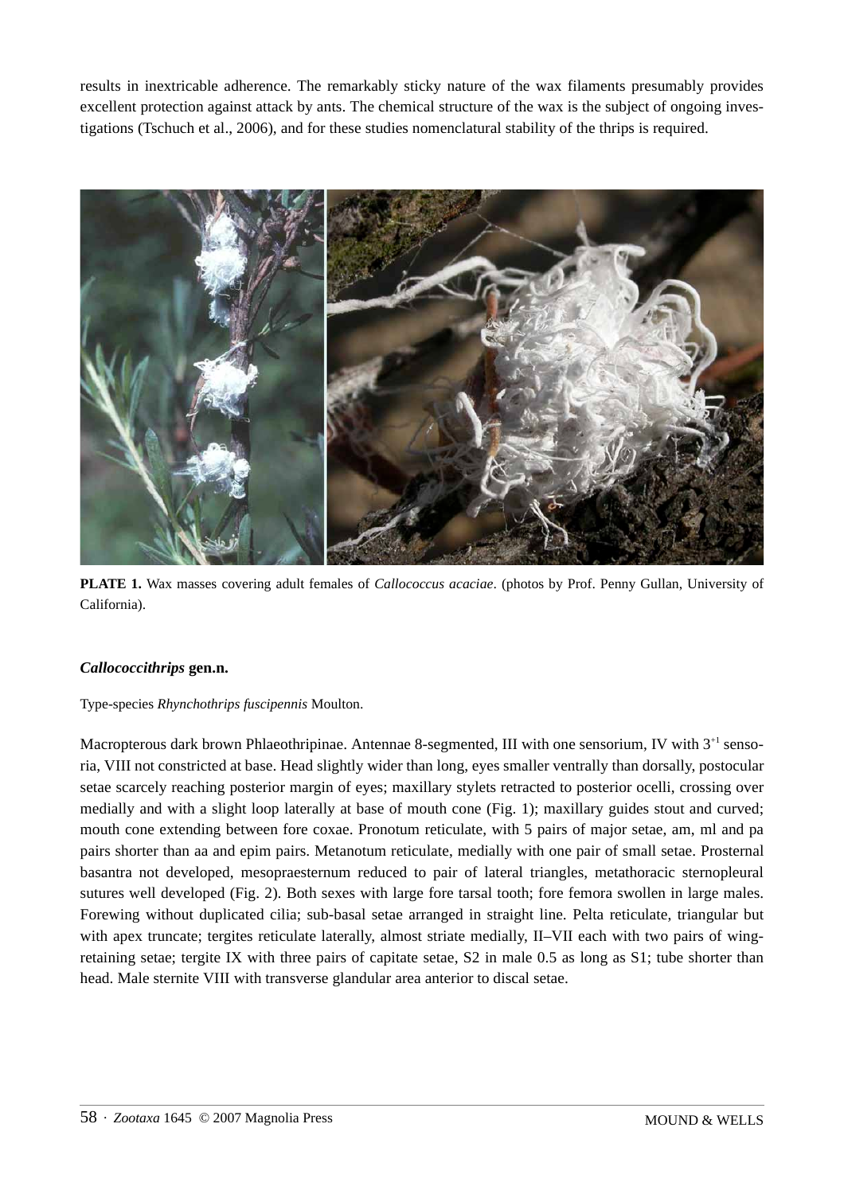results in inextricable adherence. The remarkably sticky nature of the wax filaments presumably provides excellent protection against attack by ants. The chemical structure of the wax is the subject of ongoing investigations (Tschuch et al., 2006), and for these studies nomenclatural stability of the thrips is required.

**PLATE 1.** Wax masses covering adult females of *Callococcus acaciae*. (photos by Prof. Penny Gullan, University of California).

### *Callococcithrips* gen.n.

Type-species *Rhynchothrips fuscipennis* Moulton.

Macropterous dark brown Phlaeothripinae. Antennae 8-segmented, III with one sensorium, IV with $3^{+1}$ sensoria, VIII not constricted at base. Head slightly wider than long, eyes smaller ventrally than dorsally, postocular setae scarcely reaching posterior margin of eyes; maxillary stylets retracted to posterior ocelli, crossing over medially and with a slight loop laterally at base of mouth cone (Fig. 1); maxillary guides stout and curved; mouth cone extending between fore coxae. Pronotum reticulate, with 5 pairs of major setae, am, ml and pa pairs shorter than aa and epim pairs. Metanotum reticulate, medially with one pair of small setae. Prosternal basantra not developed, mesopraesternum reduced to pair of lateral triangles, metathoracic sternopleural sutures well developed (Fig. 2). Both sexes with large fore tarsal tooth; fore femora swollen in large males. Forewing without duplicated cilia; sub-basal setae arranged in straight line. Pelta reticulate, triangular but with apex truncate; tergites reticulate laterally, almost striate medially, II–VII each with two pairs of wing-retaining setae; tergite IX with three pairs of capitate setae, S2 in male 0.5 as long as S1; tube shorter than head. Male sternite VIII with transverse glandular area anterior to discal setae.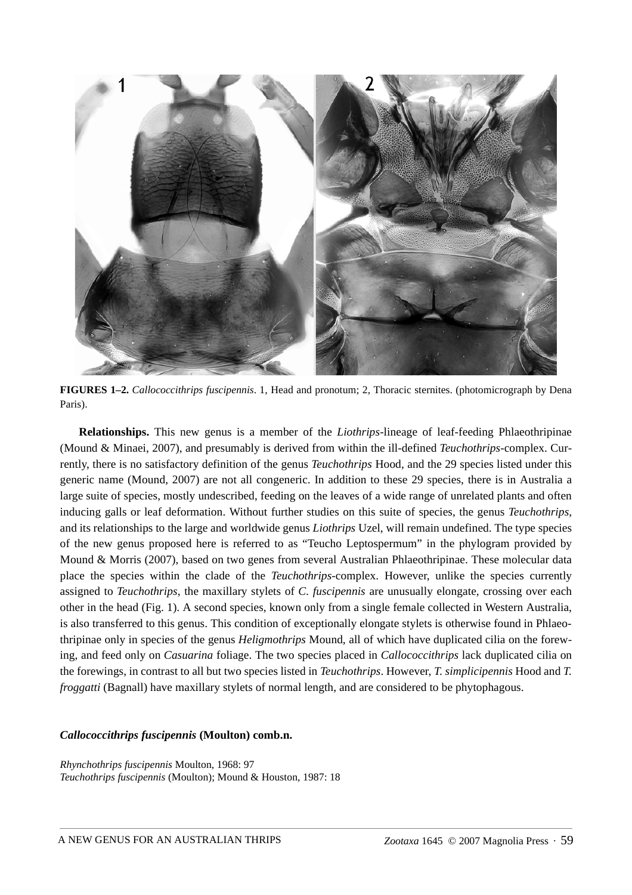**FIGURES 1–2.** *Callococcithrips fuscipennis*. 1, Head and pronotum; 2, Thoracic sternites. (photomicrograph by Dena Paris).

**Relationships.** This new genus is a member of the *Liothrips*-lineage of leaf-feeding Phlaeothripinae (Mound & Minaei, 2007), and presumably is derived from within the ill-defined *Teuchothrips*-complex. Currently, there is no satisfactory definition of the genus *Teuchothrips* Hood, and the 29 species listed under this generic name (Mound, 2007) are not all congeneric. In addition to these 29 species, there is in Australia a large suite of species, mostly undescribed, feeding on the leaves of a wide range of unrelated plants and often inducing galls or leaf deformation. Without further studies on this suite of species, the genus *Teuchothrips*, and its relationships to the large and worldwide genus *Liothrips* Uzel, will remain undefined. The type species of the new genus proposed here is referred to as "Teucho Leptospermum" in the phylogram provided by Mound & Morris (2007), based on two genes from several Australian Phlaeothripinae. These molecular data place the species within the clade of the *Teuchothrips*-complex. However, unlike the species currently assigned to *Teuchothrips*, the maxillary stylets of *C. fuscipennis* are unusually elongate, crossing over each other in the head (Fig. 1). A second species, known only from a single female collected in Western Australia, is also transferred to this genus. This condition of exceptionally elongate stylets is otherwise found in Phlaeothripinae only in species of the genus *Heligmothrips* Mound, all of which have duplicated cilia on the forewing, and feed only on *Casuarina* foliage. The two species placed in *Callococcithrips* lack duplicated cilia on the forewings, in contrast to all but two species listed in *Teuchothrips*. However, *T. simplicipennis* Hood and *T. froggatti* (Bagnall) have maxillary stylets of normal length, and are considered to be phytophagous.

***Callococcithrips fuscipennis*** **(Moulton) comb.n.**

*Rhynchothrips fuscipennis* Moulton, 1968: 97
*Teuchothrips fuscipennis* (Moulton); Mound & Houston, 1987: 18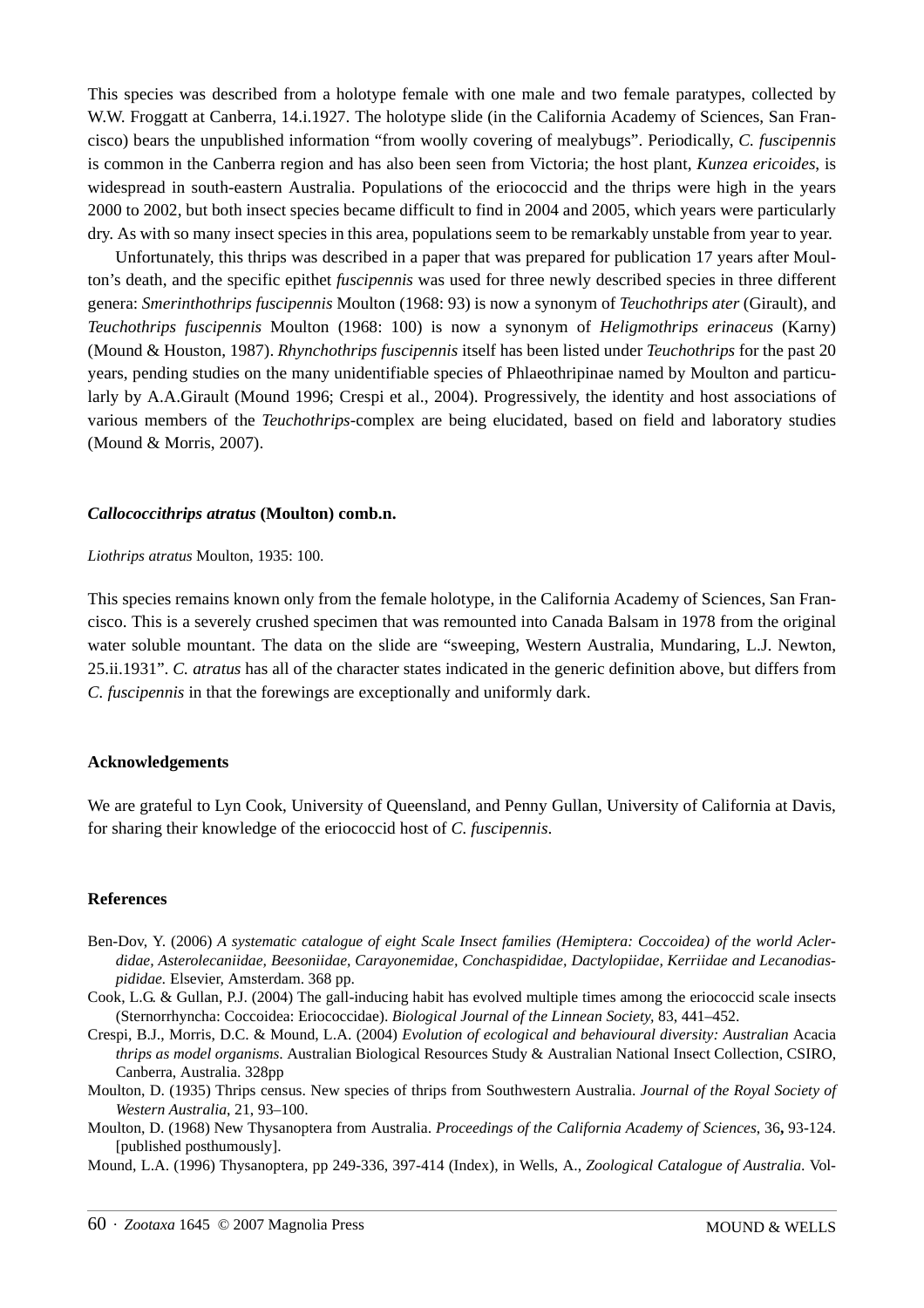This species was described from a holotype female with one male and two female paratypes, collected by W.W. Froggatt at Canberra, 14.i.1927. The holotype slide (in the California Academy of Sciences, San Francisco) bears the unpublished information "from woolly covering of mealybugs". Periodically, *C. fuscipennis* is common in the Canberra region and has also been seen from Victoria; the host plant, *Kunzea ericoides*, is widespread in south-eastern Australia. Populations of the eriococcid and the thrips were high in the years 2000 to 2002, but both insect species became difficult to find in 2004 and 2005, which years were particularly dry. As with so many insect species in this area, populations seem to be remarkably unstable from year to year.

Unfortunately, this thrips was described in a paper that was prepared for publication 17 years after Moulton's death, and the specific epithet *fuscipennis* was used for three newly described species in three different genera: *Smerinthothrips fuscipennis* Moulton (1968: 93) is now a synonym of *Teuchothrips ater* (Girault), and *Teuchothrips fuscipennis* Moulton (1968: 100) is now a synonym of *Heligmothrips erinaceus* (Karny) (Mound & Houston, 1987). *Rhynchothrips fuscipennis* itself has been listed under *Teuchothrips* for the past 20 years, pending studies on the many unidentifiable species of Phlaeothripinae named by Moulton and particularly by A.A.Girault (Mound 1996; Crespi et al., 2004). Progressively, the identity and host associations of various members of the *Teuchothrips*-complex are being elucidated, based on field and laboratory studies (Mound & Morris, 2007).

### *Callococcithrips atratus* (Moulton) comb.n.

*Liothrips atratus* Moulton, 1935: 100.

This species remains known only from the female holotype, in the California Academy of Sciences, San Francisco. This is a severely crushed specimen that was remounted into Canada Balsam in 1978 from the original water soluble mountant. The data on the slide are "sweeping, Western Australia, Mundaring, L.J. Newton, 25.ii.1931". *C. atratus* has all of the character states indicated in the generic definition above, but differs from *C. fuscipennis* in that the forewings are exceptionally and uniformly dark.

### Acknowledgements

We are grateful to Lyn Cook, University of Queensland, and Penny Gullan, University of California at Davis, for sharing their knowledge of the eriococcid host of *C. fuscipennis*.

### References

Ben-Dov, Y. (2006) *A systematic catalogue of eight Scale Insect families (Hemiptera: Coccoidea) of the world Aclerdidae, Asterolecaniidae, Beesoniidae, Carayonemidae, Conchaspididae, Dactylopiidae, Kerriidae and Lecanodiaspididae.* Elsevier, Amsterdam. 368 pp.

Cook, L.G. & Gullan, P.J. (2004) The gall-inducing habit has evolved multiple times among the eriococcid scale insects (Sternorrhyncha: Coccoidea: Eriococcidae). *Biological Journal of the Linnean Society*, 83, 441–452.

Crespi, B.J., Morris, D.C. & Mound, L.A. (2004) *Evolution of ecological and behavioural diversity: Australian* Acacia *thrips as model organisms.* Australian Biological Resources Study & Australian National Insect Collection, CSIRO, Canberra, Australia. 328pp

Moulton, D. (1935) Thrips census. New species of thrips from Southwestern Australia. *Journal of the Royal Society of Western Australia*, 21, 93–100.

Moulton, D. (1968) New Thysanoptera from Australia. *Proceedings of the California Academy of Sciences*, 36**,** 93-124. [published posthumously].

Mound, L.A. (1996) Thysanoptera, pp 249-336, 397-414 (Index), in Wells, A., *Zoological Catalogue of Australia*. Vol-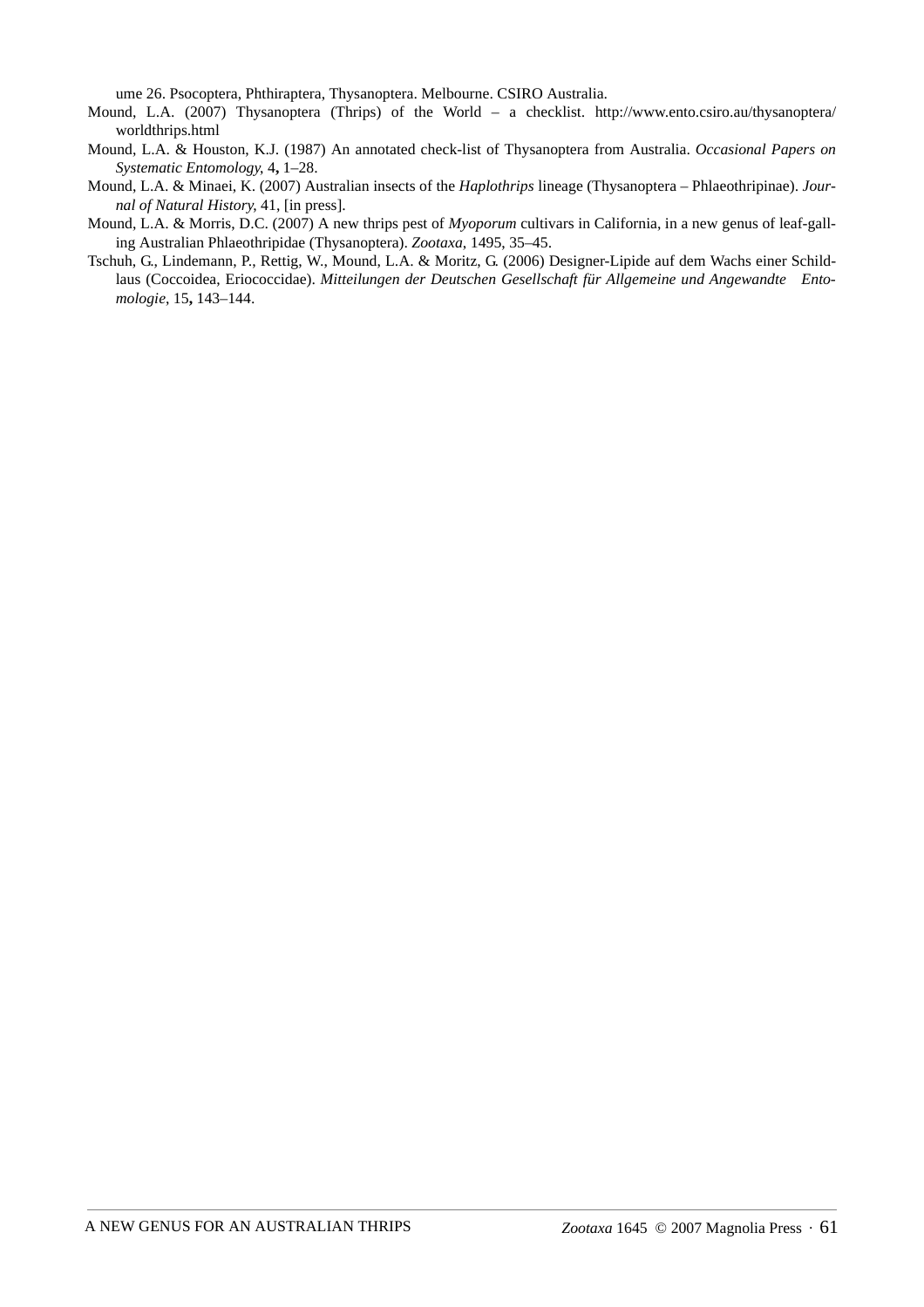ume 26. Psocoptera, Phthiraptera, Thysanoptera. Melbourne. CSIRO Australia.

Mound, L.A. (2007) Thysanoptera (Thrips) of the World – a checklist. http://www.ento.csiro.au/thysanoptera/worldthrips.html

Mound, L.A. & Houston, K.J. (1987) An annotated check-list of Thysanoptera from Australia. *Occasional Papers on Systematic Entomology*, 4**,** 1–28.

Mound, L.A. & Minaei, K. (2007) Australian insects of the *Haplothrips* lineage (Thysanoptera – Phlaeothripinae). *Journal of Natural History*, 41, [in press].

Mound, L.A. & Morris, D.C. (2007) A new thrips pest of *Myoporum* cultivars in California, in a new genus of leaf-galling Australian Phlaeothripidae (Thysanoptera). *Zootaxa*, 1495, 35–45.

Tschuh, G., Lindemann, P., Rettig, W., Mound, L.A. & Moritz, G. (2006) Designer-Lipide auf dem Wachs einer Schildlaus (Coccoidea, Eriococcidae). *Mitteilungen der Deutschen Gesellschaft für Allgemeine und Angewandte Entomologie*, 15**,** 143–144.